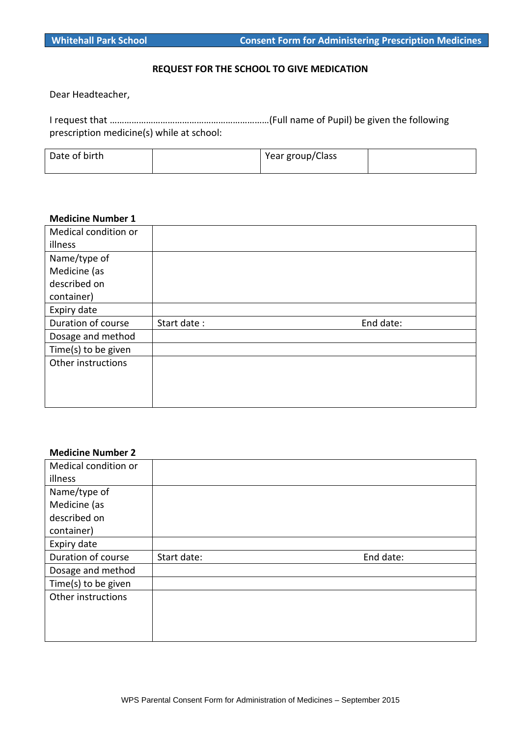Whitehall Park School | Consent Form for Administering Prescription Medicines

## REQUEST FOR THE SCHOOL TO GIVE MEDICATION

Dear Headteacher,

I request that ………………………………………………………(Full name of Pupil) be given the following prescription medicine(s) while at school:

| Date of birth | | Year group/Class | |
|---|---|---|---|

**Medicine Number 1**

| Medical condition or illness | | |
|---|---|---|
| Name/type of Medicine (as described on container) | | |
| Expiry date | | |
| Duration of course | Start date : | End date: |
| Dosage and method | | |
| Time(s) to be given | | |
| Other instructions | | |

**Medicine Number 2**

| Medical condition or illness | | |
|---|---|---|
| Name/type of Medicine (as described on container) | | |
| Expiry date | | |
| Duration of course | Start date: | End date: |
| Dosage and method | | |
| Time(s) to be given | | |
| Other instructions | | |

WPS Parental Consent Form for Administration of Medicines – September 2015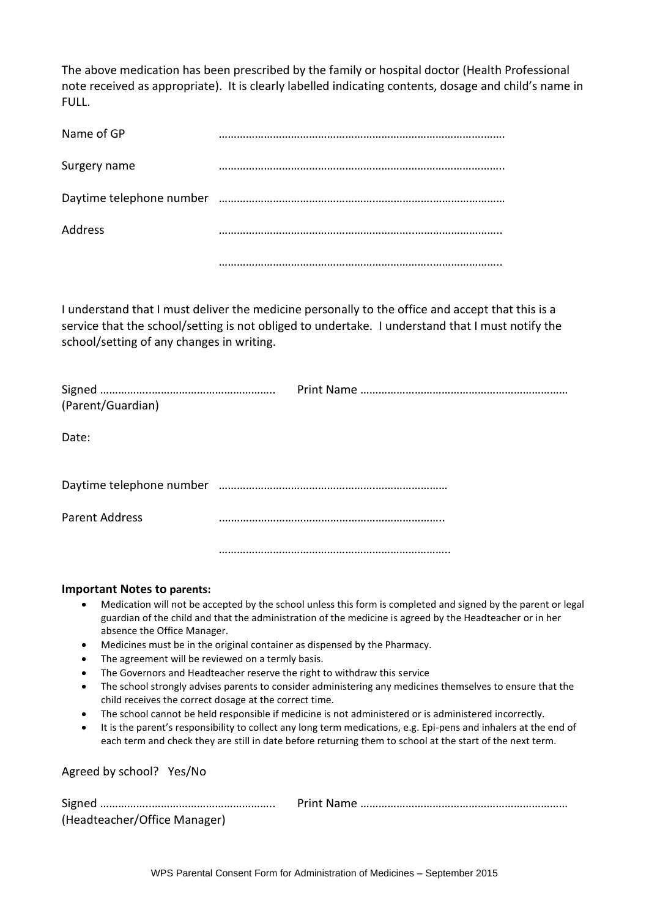The above medication has been prescribed by the family or hospital doctor (Health Professional note received as appropriate). It is clearly labelled indicating contents, dosage and child's name in FULL.

Name of GP ………………………………………………………………………………….

Surgery name …………………………………………………………………………………..

Daytime telephone number …………………………………………………………………………………

Address ………………………………………………………………………………..

………………………………………………………………………………..

I understand that I must deliver the medicine personally to the office and accept that this is a service that the school/setting is not obliged to undertake. I understand that I must notify the school/setting of any changes in writing.

Signed ………………………………………………….. Print Name ……………………………………………………………
(Parent/Guardian)

Date:

Daytime telephone number …………………………………………………………………

Parent Address …………………………………………………………………..

…………………………………………………………………..

**Important Notes to parents:**

- Medication will not be accepted by the school unless this form is completed and signed by the parent or legal guardian of the child and that the administration of the medicine is agreed by the Headteacher or in her absence the Office Manager.
- Medicines must be in the original container as dispensed by the Pharmacy.
- The agreement will be reviewed on a termly basis.
- The Governors and Headteacher reserve the right to withdraw this service
- The school strongly advises parents to consider administering any medicines themselves to ensure that the child receives the correct dosage at the correct time.
- The school cannot be held responsible if medicine is not administered or is administered incorrectly.
- It is the parent's responsibility to collect any long term medications, e.g. Epi-pens and inhalers at the end of each term and check they are still in date before returning them to school at the start of the next term.

Agreed by school? Yes/No

Signed ………………………………………………….. Print Name ……………………………………………………………
(Headteacher/Office Manager)